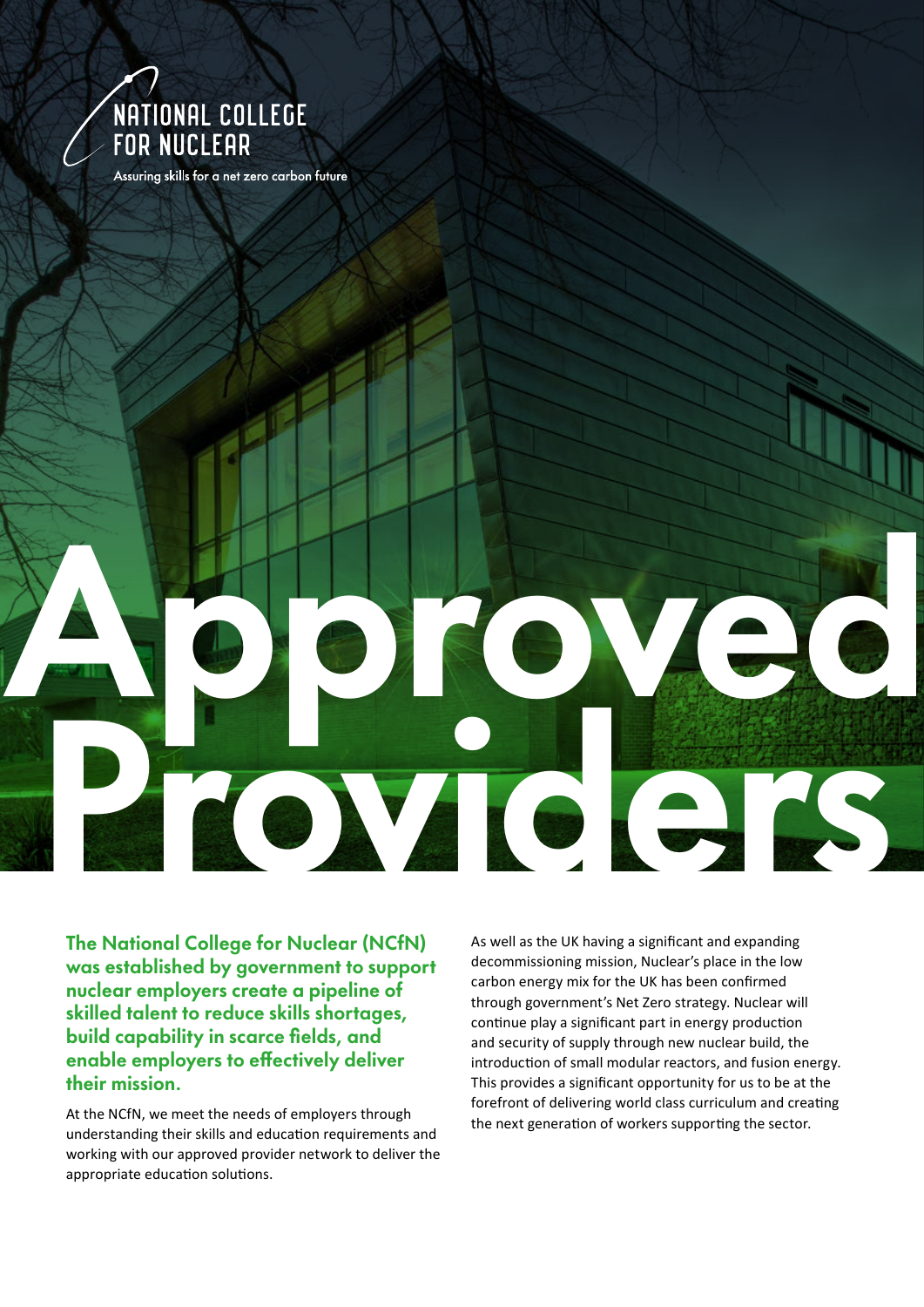NATIONAL COLLEGE FOR NUCLEAR

Assuring skills for a net zero carbon future

# Approved Providers

**The National College for Nuclear (NCfN) was established by government to support nuclear employers create a pipeline of skilled talent to reduce skills shortages, build capability in scarce fields, and enable employers to effectively deliver their mission.**

At the NCfN, we meet the needs of employers through understanding their skills and education requirements and working with our approved provider network to deliver the appropriate education solutions.

As well as the UK having a significant and expanding decommissioning mission, Nuclear's place in the low carbon energy mix for the UK has been confirmed through government's Net Zero strategy. Nuclear will continue play a significant part in energy production and security of supply through new nuclear build, the introduction of small modular reactors, and fusion energy. This provides a significant opportunity for us to be at the forefront of delivering world class curriculum and creating the next generation of workers supporting the sector.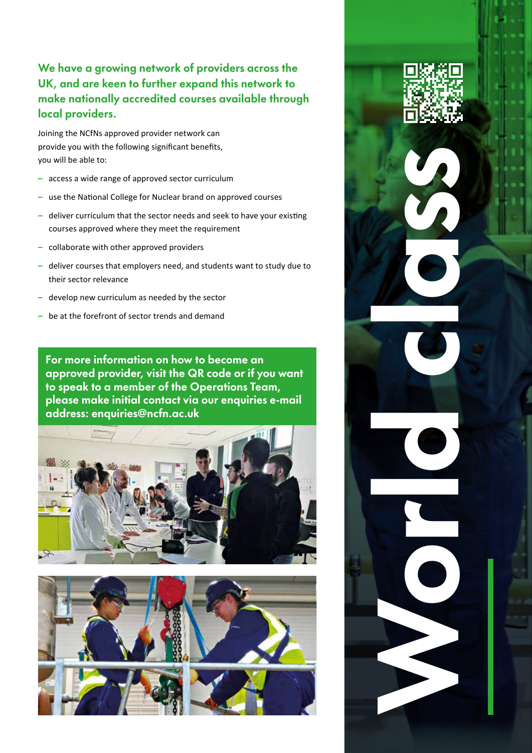**We have a growing network of providers across the UK, and are keen to further expand this network to make nationally accredited courses available through local providers.**

Joining the NCfNs approved provider network can provide you with the following significant benefits, you will be able to:

- access a wide range of approved sector curriculum
- use the National College for Nuclear brand on approved courses
- deliver curriculum that the sector needs and seek to have your existing courses approved where they meet the requirement
- collaborate with other approved providers
- deliver courses that employers need, and students want to study due to their sector relevance
- develop new curriculum as needed by the sector
- be at the forefront of sector trends and demand

**For more information on how to become an approved provider, visit the QR code or if you want to speak to a member of the Operations Team, please make initial contact via our enquiries e-mail address: enquiries@ncfn.ac.uk**

World class